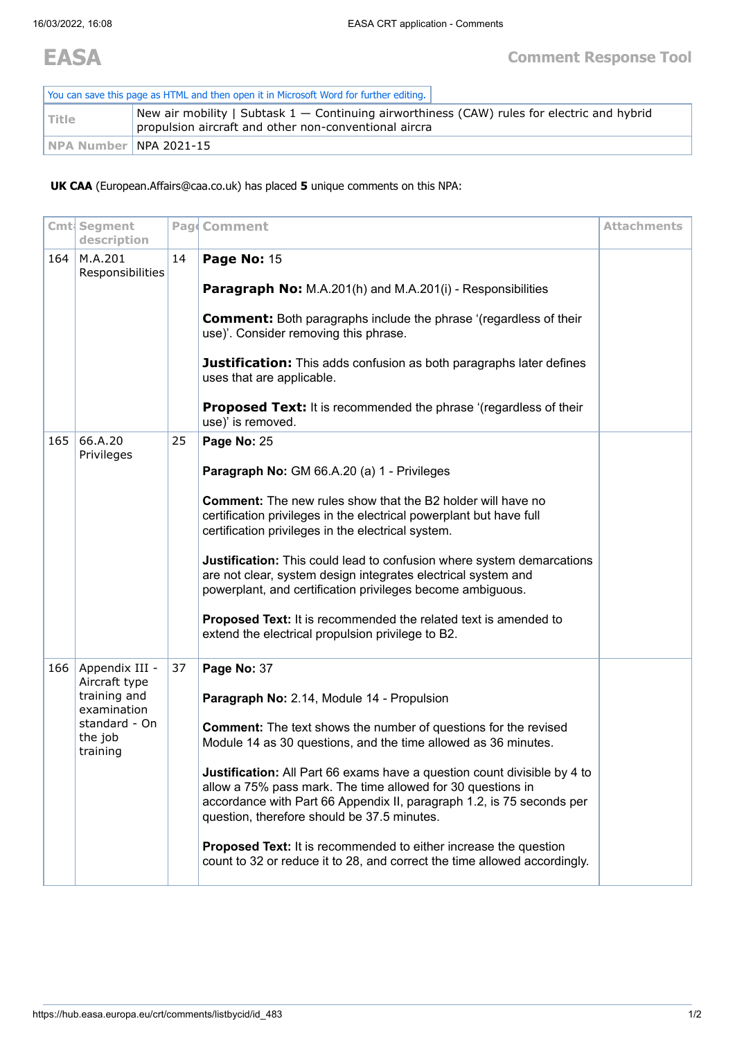# EASA

**Comment Response Tool**

You can save this page as HTML and then open it in Microsoft Word for further editing.

| Title | New air mobility \| Subtask 1 — Continuing airworthiness (CAW) rules for electric and hybrid propulsion aircraft and other non-conventional aircra |
|---|---|
| NPA Number | NPA 2021-15 |

**UK CAA** (European.Affairs@caa.co.uk) has placed **5** unique comments on this NPA:

| Cmt | Segment description | Page | Comment | Attachments |
|---|---|---|---|---|
| 164 | M.A.201 Responsibilities | 14 | **Page No:** 15<br><br>**Paragraph No:** M.A.201(h) and M.A.201(i) - Responsibilities<br><br>**Comment:** Both paragraphs include the phrase '(regardless of their use)'. Consider removing this phrase.<br><br>**Justification:** This adds confusion as both paragraphs later defines uses that are applicable.<br><br>**Proposed Text:** It is recommended the phrase '(regardless of their use)' is removed. | |
| 165 | 66.A.20 Privileges | 25 | **Page No:** 25<br><br>**Paragraph No:** GM 66.A.20 (a) 1 - Privileges<br><br>**Comment:** The new rules show that the B2 holder will have no certification privileges in the electrical powerplant but have full certification privileges in the electrical system.<br><br>**Justification:** This could lead to confusion where system demarcations are not clear, system design integrates electrical system and powerplant, and certification privileges become ambiguous.<br><br>**Proposed Text:** It is recommended the related text is amended to extend the electrical propulsion privilege to B2. | |
| 166 | Appendix III - Aircraft type training and examination standard - On the job training | 37 | **Page No:** 37<br><br>**Paragraph No:** 2.14, Module 14 - Propulsion<br><br>**Comment:** The text shows the number of questions for the revised Module 14 as 30 questions, and the time allowed as 36 minutes.<br><br>**Justification:** All Part 66 exams have a question count divisible by 4 to allow a 75% pass mark. The time allowed for 30 questions in accordance with Part 66 Appendix II, paragraph 1.2, is 75 seconds per question, therefore should be 37.5 minutes.<br><br>**Proposed Text:** It is recommended to either increase the question count to 32 or reduce it to 28, and correct the time allowed accordingly. | |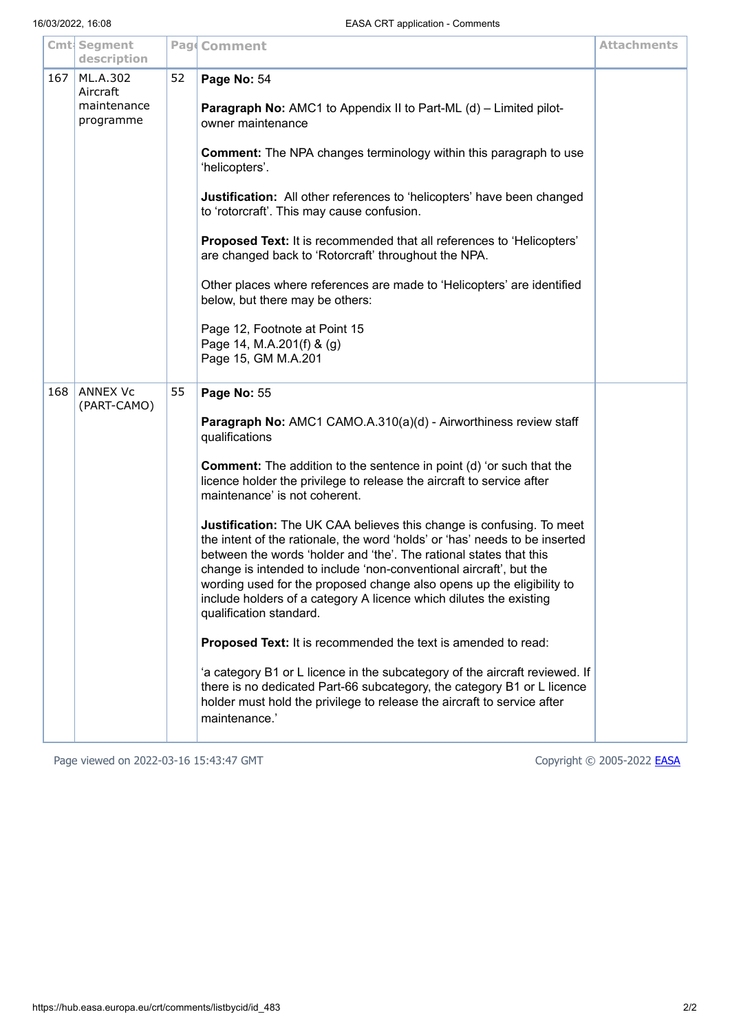| Cmt | Segment description | Page | Comment | Attachments |
| --- | --- | --- | --- | --- |
| 167 | ML.A.302 Aircraft maintenance programme | 52 | **Page No:** 54<br><br>**Paragraph No:** AMC1 to Appendix II to Part-ML (d) – Limited pilot-owner maintenance<br><br>**Comment:** The NPA changes terminology within this paragraph to use 'helicopters'.<br><br>**Justification:** All other references to 'helicopters' have been changed to 'rotorcraft'. This may cause confusion.<br><br>**Proposed Text:** It is recommended that all references to 'Helicopters' are changed back to 'Rotorcraft' throughout the NPA.<br><br>Other places where references are made to 'Helicopters' are identified below, but there may be others:<br><br>Page 12, Footnote at Point 15<br>Page 14, M.A.201(f) & (g)<br>Page 15, GM M.A.201 | |
| 168 | ANNEX Vc (PART-CAMO) | 55 | **Page No:** 55<br><br>**Paragraph No:** AMC1 CAMO.A.310(a)(d) - Airworthiness review staff qualifications<br><br>**Comment:** The addition to the sentence in point (d) 'or such that the licence holder the privilege to release the aircraft to service after maintenance' is not coherent.<br><br>**Justification:** The UK CAA believes this change is confusing. To meet the intent of the rationale, the word 'holds' or 'has' needs to be inserted between the words 'holder and 'the'. The rational states that this change is intended to include 'non-conventional aircraft', but the wording used for the proposed change also opens up the eligibility to include holders of a category A licence which dilutes the existing qualification standard.<br><br>**Proposed Text:** It is recommended the text is amended to read:<br><br>'a category B1 or L licence in the subcategory of the aircraft reviewed. If there is no dedicated Part-66 subcategory, the category B1 or L licence holder must hold the privilege to release the aircraft to service after maintenance.' | |

Page viewed on 2022-03-16 15:43:47 GMT

Copyright © 2005-2022 EASA